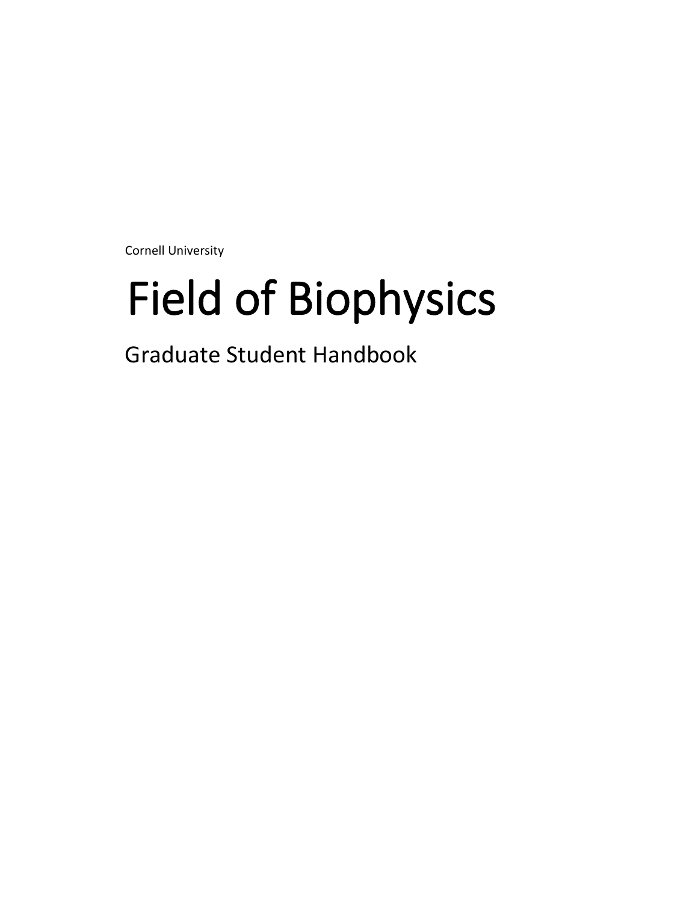Cornell University

# Field of Biophysics

## Graduate Student Handbook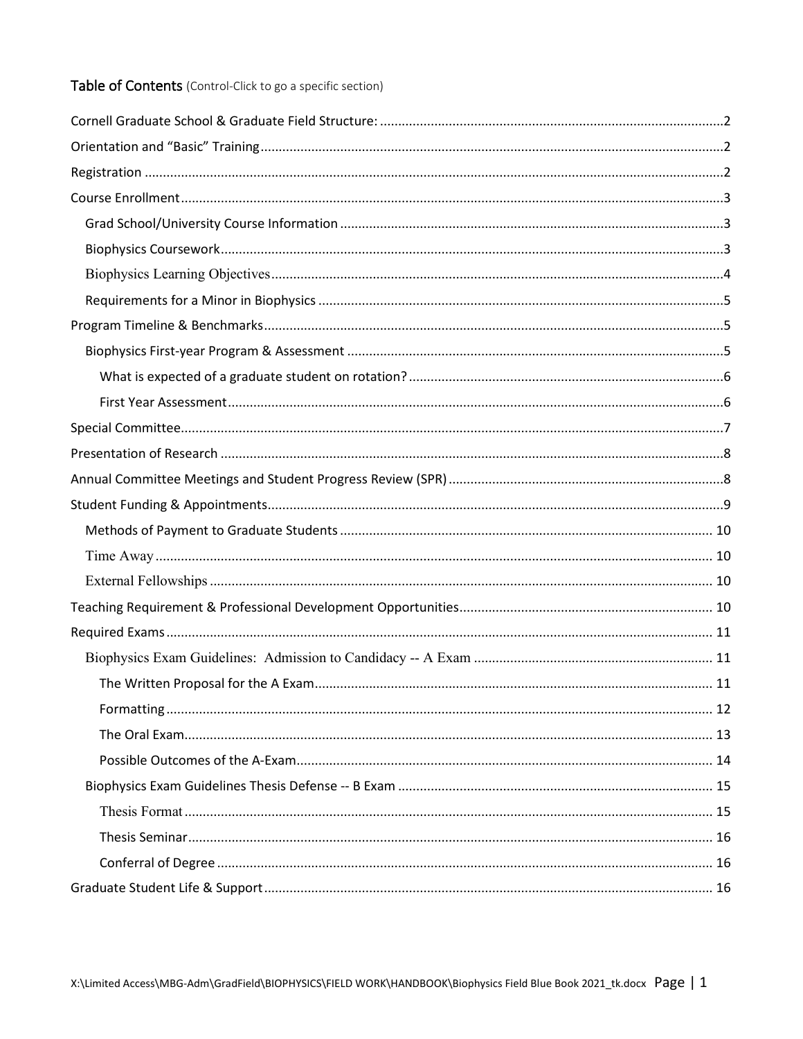## Table of Contents (Control-Click to go a specific section)

- Cornell Graduate School & Graduate Field Structure: ....... 2
- Orientation and "Basic" Training ....... 2
- Registration ....... 2
- Course Enrollment ....... 3
  - Grad School/University Course Information ....... 3
  - Biophysics Coursework ....... 3
  - Biophysics Learning Objectives ....... 4
  - Requirements for a Minor in Biophysics ....... 5
- Program Timeline & Benchmarks ....... 5
  - Biophysics First-year Program & Assessment ....... 5
    - What is expected of a graduate student on rotation? ....... 6
    - First Year Assessment ....... 6
- Special Committee ....... 7
- Presentation of Research ....... 8
- Annual Committee Meetings and Student Progress Review (SPR) ....... 8
- Student Funding & Appointments ....... 9
  - Methods of Payment to Graduate Students ....... 10
  - Time Away ....... 10
  - External Fellowships ....... 10
- Teaching Requirement & Professional Development Opportunities ....... 10
- Required Exams ....... 11
  - Biophysics Exam Guidelines: Admission to Candidacy -- A Exam ....... 11
    - The Written Proposal for the A Exam ....... 11
    - Formatting ....... 12
    - The Oral Exam ....... 13
    - Possible Outcomes of the A-Exam ....... 14
  - Biophysics Exam Guidelines Thesis Defense -- B Exam ....... 15
    - Thesis Format ....... 15
    - Thesis Seminar ....... 16
    - Conferral of Degree ....... 16
- Graduate Student Life & Support ....... 16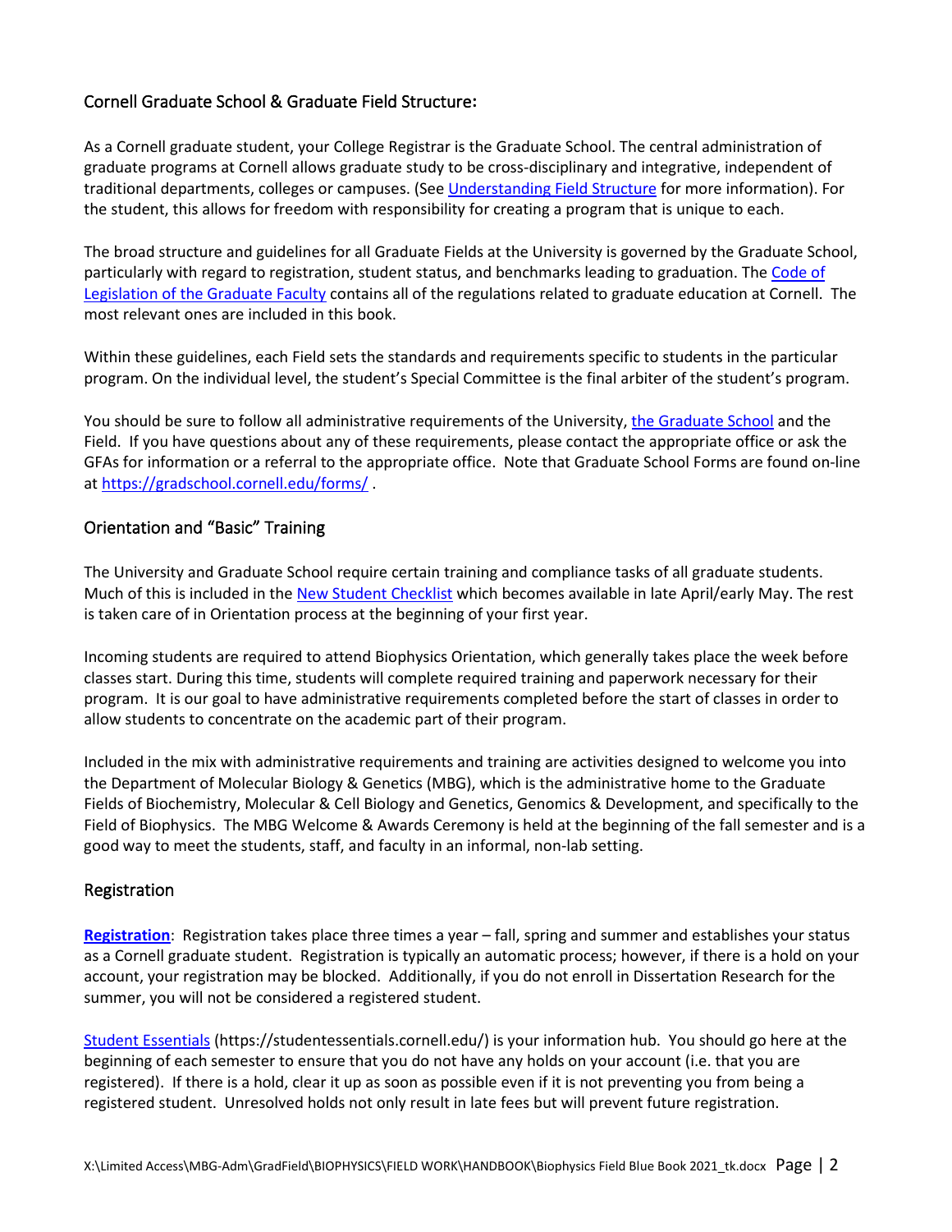## Cornell Graduate School & Graduate Field Structure:

As a Cornell graduate student, your College Registrar is the Graduate School. The central administration of graduate programs at Cornell allows graduate study to be cross-disciplinary and integrative, independent of traditional departments, colleges or campuses. (See Understanding Field Structure for more information). For the student, this allows for freedom with responsibility for creating a program that is unique to each.

The broad structure and guidelines for all Graduate Fields at the University is governed by the Graduate School, particularly with regard to registration, student status, and benchmarks leading to graduation. The Code of Legislation of the Graduate Faculty contains all of the regulations related to graduate education at Cornell. The most relevant ones are included in this book.

Within these guidelines, each Field sets the standards and requirements specific to students in the particular program. On the individual level, the student's Special Committee is the final arbiter of the student's program.

You should be sure to follow all administrative requirements of the University, the Graduate School and the Field. If you have questions about any of these requirements, please contact the appropriate office or ask the GFAs for information or a referral to the appropriate office. Note that Graduate School Forms are found on-line at https://gradschool.cornell.edu/forms/ .

## Orientation and "Basic" Training

The University and Graduate School require certain training and compliance tasks of all graduate students. Much of this is included in the New Student Checklist which becomes available in late April/early May. The rest is taken care of in Orientation process at the beginning of your first year.

Incoming students are required to attend Biophysics Orientation, which generally takes place the week before classes start. During this time, students will complete required training and paperwork necessary for their program. It is our goal to have administrative requirements completed before the start of classes in order to allow students to concentrate on the academic part of their program.

Included in the mix with administrative requirements and training are activities designed to welcome you into the Department of Molecular Biology & Genetics (MBG), which is the administrative home to the Graduate Fields of Biochemistry, Molecular & Cell Biology and Genetics, Genomics & Development, and specifically to the Field of Biophysics. The MBG Welcome & Awards Ceremony is held at the beginning of the fall semester and is a good way to meet the students, staff, and faculty in an informal, non-lab setting.

## Registration

**Registration**: Registration takes place three times a year – fall, spring and summer and establishes your status as a Cornell graduate student. Registration is typically an automatic process; however, if there is a hold on your account, your registration may be blocked. Additionally, if you do not enroll in Dissertation Research for the summer, you will not be considered a registered student.

Student Essentials (https://studentessentials.cornell.edu/) is your information hub. You should go here at the beginning of each semester to ensure that you do not have any holds on your account (i.e. that you are registered). If there is a hold, clear it up as soon as possible even if it is not preventing you from being a registered student. Unresolved holds not only result in late fees but will prevent future registration.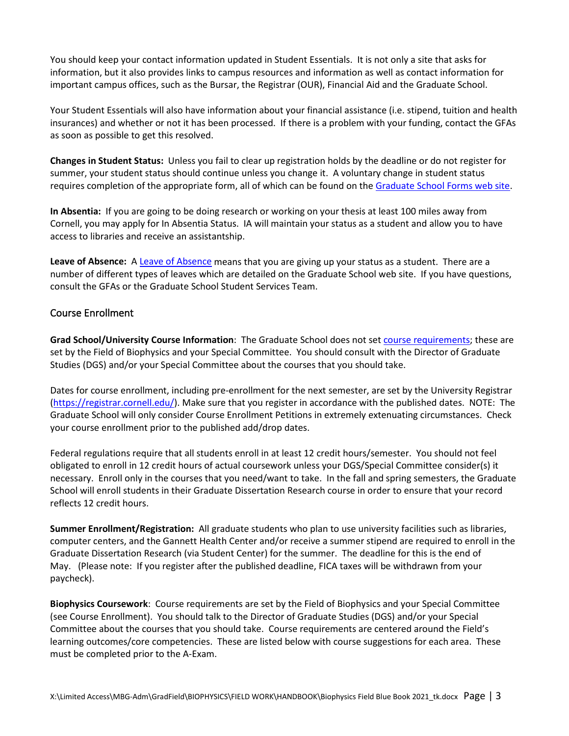You should keep your contact information updated in Student Essentials. It is not only a site that asks for information, but it also provides links to campus resources and information as well as contact information for important campus offices, such as the Bursar, the Registrar (OUR), Financial Aid and the Graduate School.

Your Student Essentials will also have information about your financial assistance (i.e. stipend, tuition and health insurances) and whether or not it has been processed. If there is a problem with your funding, contact the GFAs as soon as possible to get this resolved.

**Changes in Student Status:** Unless you fail to clear up registration holds by the deadline or do not register for summer, your student status should continue unless you change it. A voluntary change in student status requires completion of the appropriate form, all of which can be found on the Graduate School Forms web site.

**In Absentia:** If you are going to be doing research or working on your thesis at least 100 miles away from Cornell, you may apply for In Absentia Status. IA will maintain your status as a student and allow you to have access to libraries and receive an assistantship.

**Leave of Absence:** A Leave of Absence means that you are giving up your status as a student. There are a number of different types of leaves which are detailed on the Graduate School web site. If you have questions, consult the GFAs or the Graduate School Student Services Team.

## Course Enrollment

**Grad School/University Course Information**: The Graduate School does not set course requirements; these are set by the Field of Biophysics and your Special Committee. You should consult with the Director of Graduate Studies (DGS) and/or your Special Committee about the courses that you should take.

Dates for course enrollment, including pre-enrollment for the next semester, are set by the University Registrar (https://registrar.cornell.edu/). Make sure that you register in accordance with the published dates. NOTE: The Graduate School will only consider Course Enrollment Petitions in extremely extenuating circumstances. Check your course enrollment prior to the published add/drop dates.

Federal regulations require that all students enroll in at least 12 credit hours/semester. You should not feel obligated to enroll in 12 credit hours of actual coursework unless your DGS/Special Committee consider(s) it necessary. Enroll only in the courses that you need/want to take. In the fall and spring semesters, the Graduate School will enroll students in their Graduate Dissertation Research course in order to ensure that your record reflects 12 credit hours.

**Summer Enrollment/Registration:** All graduate students who plan to use university facilities such as libraries, computer centers, and the Gannett Health Center and/or receive a summer stipend are required to enroll in the Graduate Dissertation Research (via Student Center) for the summer. The deadline for this is the end of May. (Please note: If you register after the published deadline, FICA taxes will be withdrawn from your paycheck).

**Biophysics Coursework**: Course requirements are set by the Field of Biophysics and your Special Committee (see Course Enrollment). You should talk to the Director of Graduate Studies (DGS) and/or your Special Committee about the courses that you should take. Course requirements are centered around the Field's learning outcomes/core competencies. These are listed below with course suggestions for each area. These must be completed prior to the A-Exam.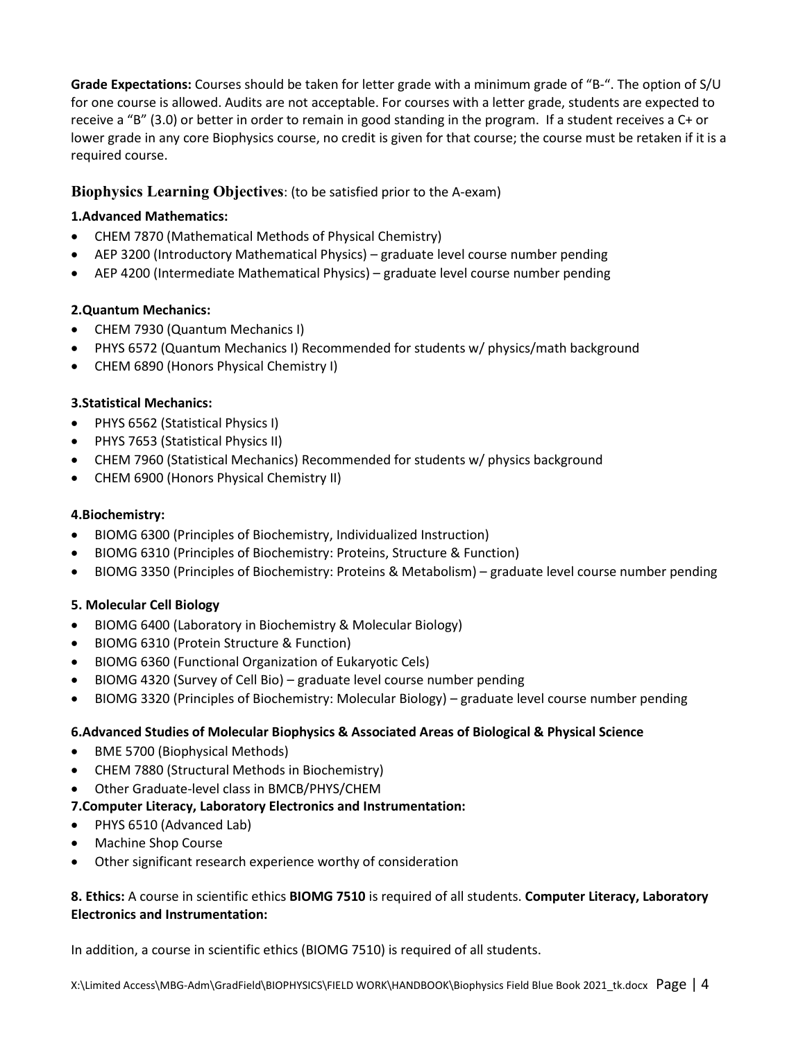**Grade Expectations:** Courses should be taken for letter grade with a minimum grade of "B-". The option of S/U for one course is allowed. Audits are not acceptable. For courses with a letter grade, students are expected to receive a "B" (3.0) or better in order to remain in good standing in the program. If a student receives a C+ or lower grade in any core Biophysics course, no credit is given for that course; the course must be retaken if it is a required course.

## Biophysics Learning Objectives: (to be satisfied prior to the A-exam)

**1.Advanced Mathematics:**

- CHEM 7870 (Mathematical Methods of Physical Chemistry)
- AEP 3200 (Introductory Mathematical Physics) – graduate level course number pending
- AEP 4200 (Intermediate Mathematical Physics) – graduate level course number pending

**2.Quantum Mechanics:**

- CHEM 7930 (Quantum Mechanics I)
- PHYS 6572 (Quantum Mechanics I) Recommended for students w/ physics/math background
- CHEM 6890 (Honors Physical Chemistry I)

**3.Statistical Mechanics:**

- PHYS 6562 (Statistical Physics I)
- PHYS 7653 (Statistical Physics II)
- CHEM 7960 (Statistical Mechanics) Recommended for students w/ physics background
- CHEM 6900 (Honors Physical Chemistry II)

**4.Biochemistry:**

- BIOMG 6300 (Principles of Biochemistry, Individualized Instruction)
- BIOMG 6310 (Principles of Biochemistry: Proteins, Structure & Function)
- BIOMG 3350 (Principles of Biochemistry: Proteins & Metabolism) – graduate level course number pending

**5. Molecular Cell Biology**

- BIOMG 6400 (Laboratory in Biochemistry & Molecular Biology)
- BIOMG 6310 (Protein Structure & Function)
- BIOMG 6360 (Functional Organization of Eukaryotic Cels)
- BIOMG 4320 (Survey of Cell Bio) – graduate level course number pending
- BIOMG 3320 (Principles of Biochemistry: Molecular Biology) – graduate level course number pending

**6.Advanced Studies of Molecular Biophysics & Associated Areas of Biological & Physical Science**

- BME 5700 (Biophysical Methods)
- CHEM 7880 (Structural Methods in Biochemistry)
- Other Graduate-level class in BMCB/PHYS/CHEM

**7.Computer Literacy, Laboratory Electronics and Instrumentation:**

- PHYS 6510 (Advanced Lab)
- Machine Shop Course
- Other significant research experience worthy of consideration

**8. Ethics:** A course in scientific ethics **BIOMG 7510** is required of all students. **Computer Literacy, Laboratory Electronics and Instrumentation:**

In addition, a course in scientific ethics (BIOMG 7510) is required of all students.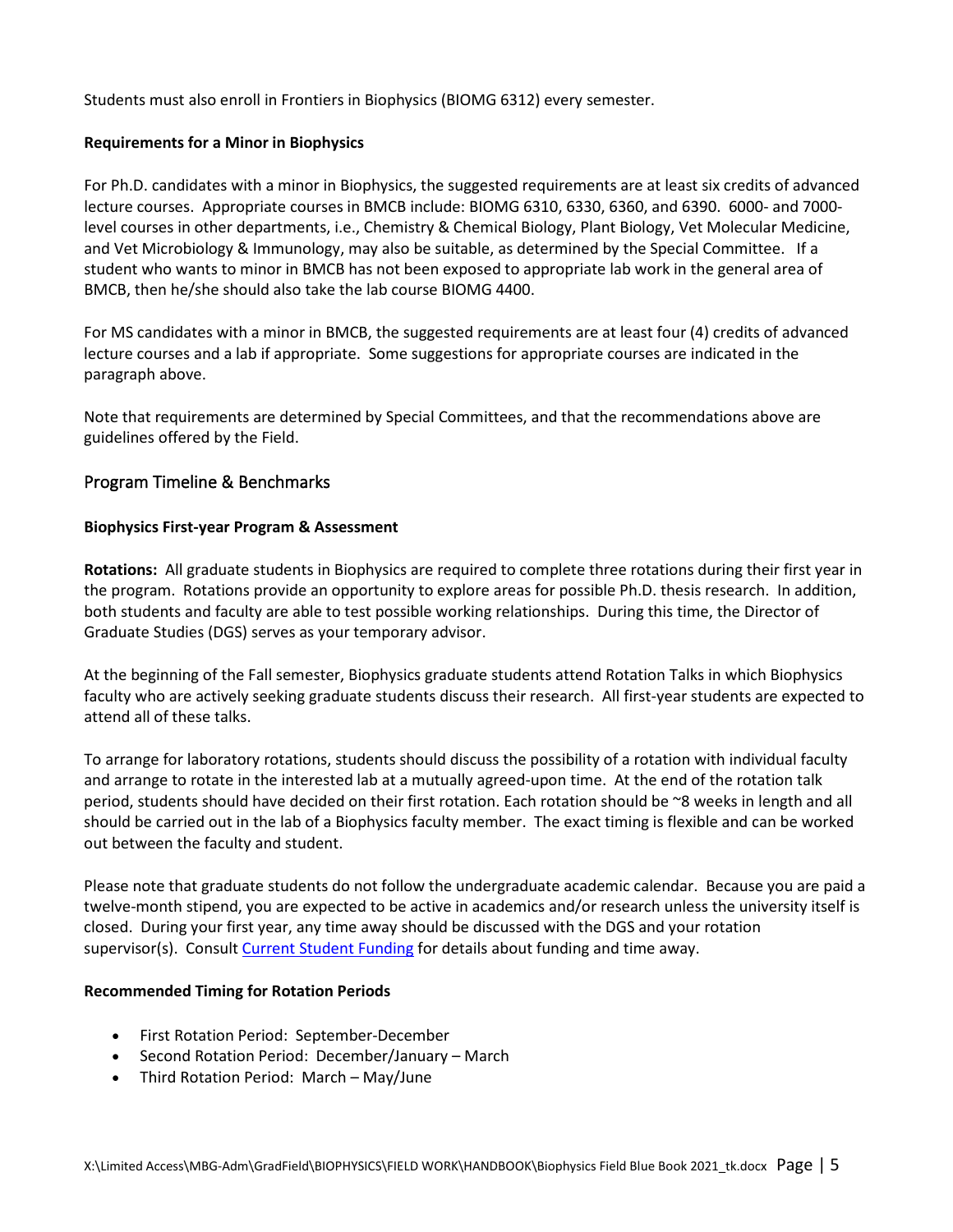Students must also enroll in Frontiers in Biophysics (BIOMG 6312) every semester.

**Requirements for a Minor in Biophysics**

For Ph.D. candidates with a minor in Biophysics, the suggested requirements are at least six credits of advanced lecture courses. Appropriate courses in BMCB include: BIOMG 6310, 6330, 6360, and 6390. 6000- and 7000-level courses in other departments, i.e., Chemistry & Chemical Biology, Plant Biology, Vet Molecular Medicine, and Vet Microbiology & Immunology, may also be suitable, as determined by the Special Committee. If a student who wants to minor in BMCB has not been exposed to appropriate lab work in the general area of BMCB, then he/she should also take the lab course BIOMG 4400.

For MS candidates with a minor in BMCB, the suggested requirements are at least four (4) credits of advanced lecture courses and a lab if appropriate. Some suggestions for appropriate courses are indicated in the paragraph above.

Note that requirements are determined by Special Committees, and that the recommendations above are guidelines offered by the Field.

## Program Timeline & Benchmarks

**Biophysics First-year Program & Assessment**

**Rotations:** All graduate students in Biophysics are required to complete three rotations during their first year in the program. Rotations provide an opportunity to explore areas for possible Ph.D. thesis research. In addition, both students and faculty are able to test possible working relationships. During this time, the Director of Graduate Studies (DGS) serves as your temporary advisor.

At the beginning of the Fall semester, Biophysics graduate students attend Rotation Talks in which Biophysics faculty who are actively seeking graduate students discuss their research. All first-year students are expected to attend all of these talks.

To arrange for laboratory rotations, students should discuss the possibility of a rotation with individual faculty and arrange to rotate in the interested lab at a mutually agreed-upon time. At the end of the rotation talk period, students should have decided on their first rotation. Each rotation should be ~8 weeks in length and all should be carried out in the lab of a Biophysics faculty member. The exact timing is flexible and can be worked out between the faculty and student.

Please note that graduate students do not follow the undergraduate academic calendar. Because you are paid a twelve-month stipend, you are expected to be active in academics and/or research unless the university itself is closed. During your first year, any time away should be discussed with the DGS and your rotation supervisor(s). Consult Current Student Funding for details about funding and time away.

**Recommended Timing for Rotation Periods**

- First Rotation Period: September-December
- Second Rotation Period: December/January – March
- Third Rotation Period: March – May/June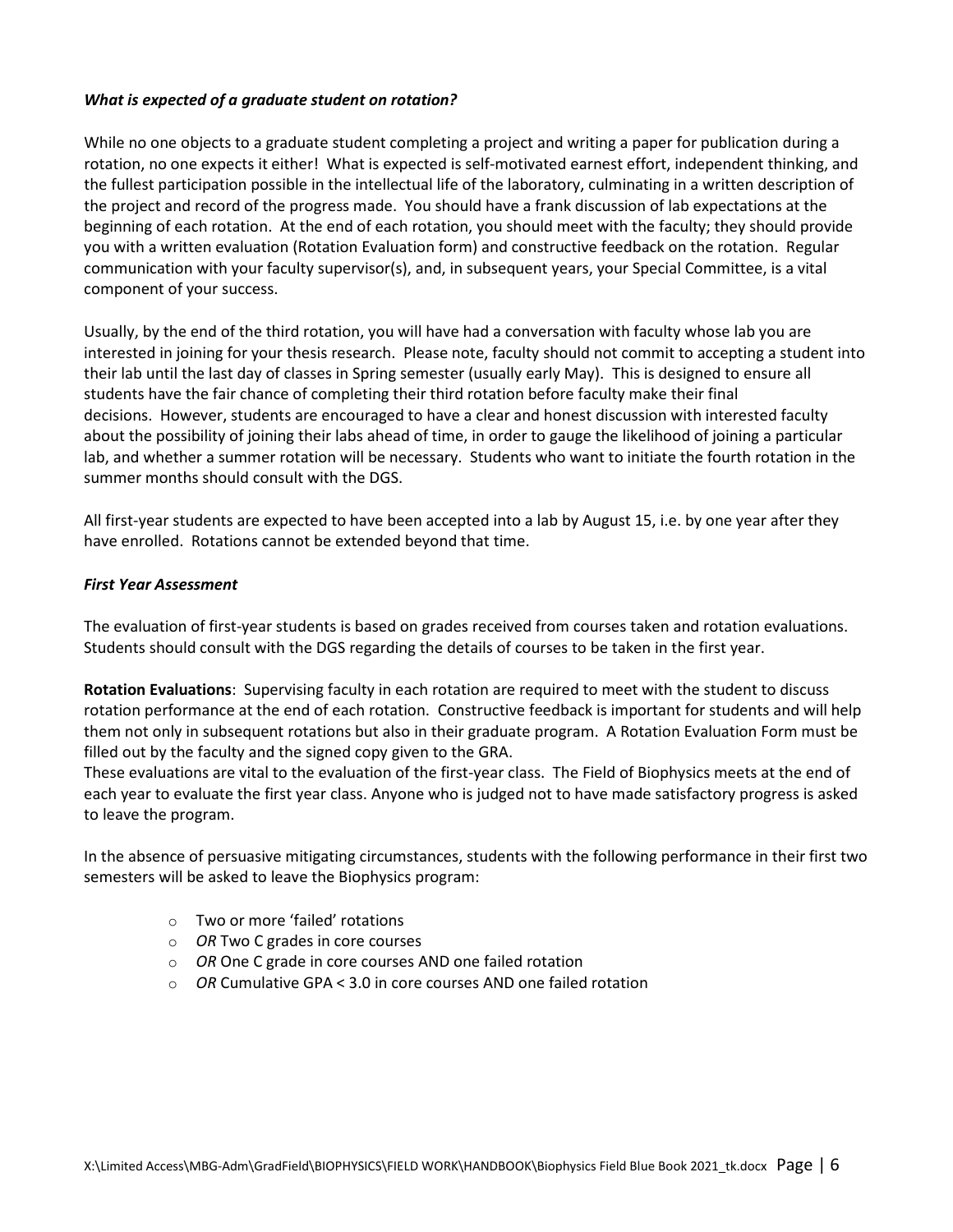***What is expected of a graduate student on rotation?***

While no one objects to a graduate student completing a project and writing a paper for publication during a rotation, no one expects it either! What is expected is self-motivated earnest effort, independent thinking, and the fullest participation possible in the intellectual life of the laboratory, culminating in a written description of the project and record of the progress made. You should have a frank discussion of lab expectations at the beginning of each rotation. At the end of each rotation, you should meet with the faculty; they should provide you with a written evaluation (Rotation Evaluation form) and constructive feedback on the rotation. Regular communication with your faculty supervisor(s), and, in subsequent years, your Special Committee, is a vital component of your success.

Usually, by the end of the third rotation, you will have had a conversation with faculty whose lab you are interested in joining for your thesis research. Please note, faculty should not commit to accepting a student into their lab until the last day of classes in Spring semester (usually early May). This is designed to ensure all students have the fair chance of completing their third rotation before faculty make their final decisions. However, students are encouraged to have a clear and honest discussion with interested faculty about the possibility of joining their labs ahead of time, in order to gauge the likelihood of joining a particular lab, and whether a summer rotation will be necessary. Students who want to initiate the fourth rotation in the summer months should consult with the DGS.

All first-year students are expected to have been accepted into a lab by August 15, i.e. by one year after they have enrolled. Rotations cannot be extended beyond that time.

***First Year Assessment***

The evaluation of first-year students is based on grades received from courses taken and rotation evaluations. Students should consult with the DGS regarding the details of courses to be taken in the first year.

**Rotation Evaluations**: Supervising faculty in each rotation are required to meet with the student to discuss rotation performance at the end of each rotation. Constructive feedback is important for students and will help them not only in subsequent rotations but also in their graduate program. A Rotation Evaluation Form must be filled out by the faculty and the signed copy given to the GRA.
These evaluations are vital to the evaluation of the first-year class. The Field of Biophysics meets at the end of each year to evaluate the first year class. Anyone who is judged not to have made satisfactory progress is asked to leave the program.

In the absence of persuasive mitigating circumstances, students with the following performance in their first two semesters will be asked to leave the Biophysics program:

- Two or more 'failed' rotations
- *OR* Two C grades in core courses
- *OR* One C grade in core courses AND one failed rotation
- *OR* Cumulative GPA < 3.0 in core courses AND one failed rotation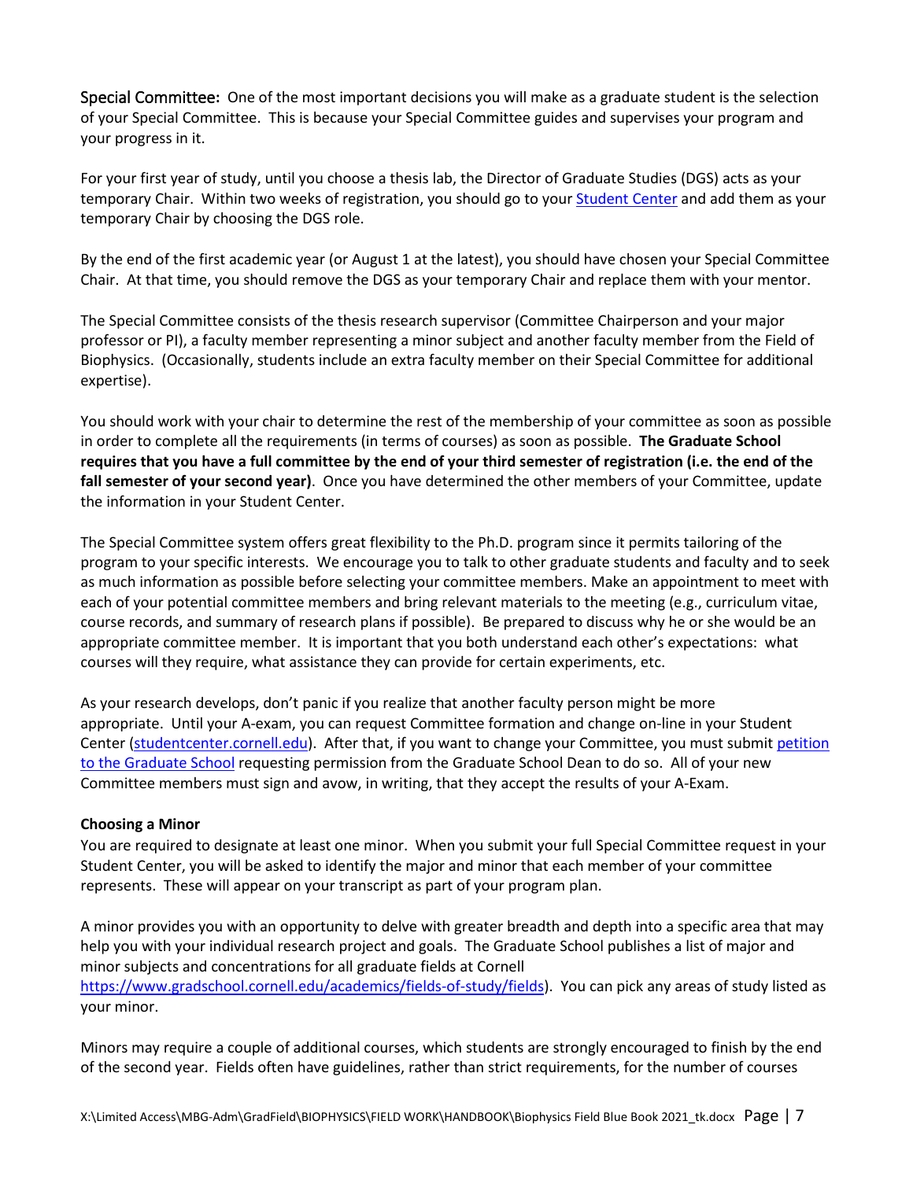**Special Committee:** One of the most important decisions you will make as a graduate student is the selection of your Special Committee. This is because your Special Committee guides and supervises your program and your progress in it.

For your first year of study, until you choose a thesis lab, the Director of Graduate Studies (DGS) acts as your temporary Chair. Within two weeks of registration, you should go to your Student Center and add them as your temporary Chair by choosing the DGS role.

By the end of the first academic year (or August 1 at the latest), you should have chosen your Special Committee Chair. At that time, you should remove the DGS as your temporary Chair and replace them with your mentor.

The Special Committee consists of the thesis research supervisor (Committee Chairperson and your major professor or PI), a faculty member representing a minor subject and another faculty member from the Field of Biophysics. (Occasionally, students include an extra faculty member on their Special Committee for additional expertise).

You should work with your chair to determine the rest of the membership of your committee as soon as possible in order to complete all the requirements (in terms of courses) as soon as possible. **The Graduate School requires that you have a full committee by the end of your third semester of registration (i.e. the end of the fall semester of your second year)**. Once you have determined the other members of your Committee, update the information in your Student Center.

The Special Committee system offers great flexibility to the Ph.D. program since it permits tailoring of the program to your specific interests. We encourage you to talk to other graduate students and faculty and to seek as much information as possible before selecting your committee members. Make an appointment to meet with each of your potential committee members and bring relevant materials to the meeting (e.g., curriculum vitae, course records, and summary of research plans if possible). Be prepared to discuss why he or she would be an appropriate committee member. It is important that you both understand each other's expectations: what courses will they require, what assistance they can provide for certain experiments, etc.

As your research develops, don't panic if you realize that another faculty person might be more appropriate. Until your A-exam, you can request Committee formation and change on-line in your Student Center (studentcenter.cornell.edu). After that, if you want to change your Committee, you must submit petition to the Graduate School requesting permission from the Graduate School Dean to do so. All of your new Committee members must sign and avow, in writing, that they accept the results of your A-Exam.

**Choosing a Minor**

You are required to designate at least one minor. When you submit your full Special Committee request in your Student Center, you will be asked to identify the major and minor that each member of your committee represents. These will appear on your transcript as part of your program plan.

A minor provides you with an opportunity to delve with greater breadth and depth into a specific area that may help you with your individual research project and goals. The Graduate School publishes a list of major and minor subjects and concentrations for all graduate fields at Cornell https://www.gradschool.cornell.edu/academics/fields-of-study/fields). You can pick any areas of study listed as your minor.

Minors may require a couple of additional courses, which students are strongly encouraged to finish by the end of the second year. Fields often have guidelines, rather than strict requirements, for the number of courses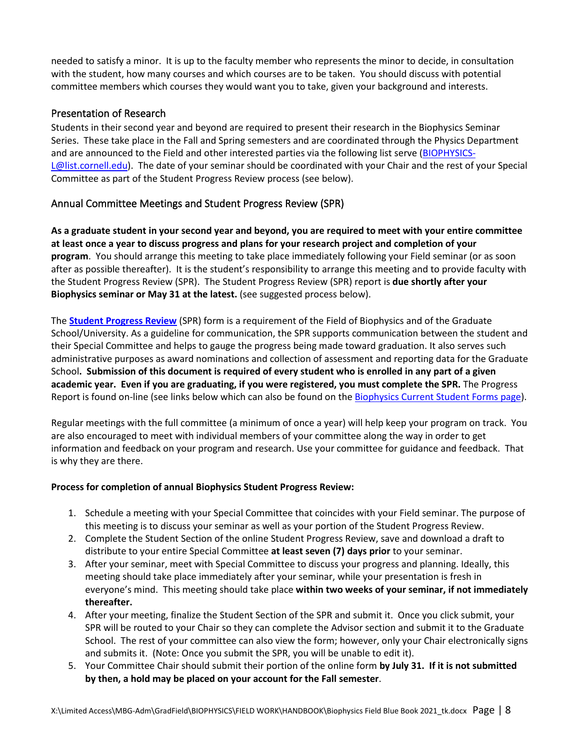needed to satisfy a minor. It is up to the faculty member who represents the minor to decide, in consultation with the student, how many courses and which courses are to be taken. You should discuss with potential committee members which courses they would want you to take, given your background and interests.

## Presentation of Research

Students in their second year and beyond are required to present their research in the Biophysics Seminar Series. These take place in the Fall and Spring semesters and are coordinated through the Physics Department and are announced to the Field and other interested parties via the following list serve (BIOPHYSICS-L@list.cornell.edu). The date of your seminar should be coordinated with your Chair and the rest of your Special Committee as part of the Student Progress Review process (see below).

## Annual Committee Meetings and Student Progress Review (SPR)

**As a graduate student in your second year and beyond, you are required to meet with your entire committee at least once a year to discuss progress and plans for your research project and completion of your program**. You should arrange this meeting to take place immediately following your Field seminar (or as soon after as possible thereafter). It is the student's responsibility to arrange this meeting and to provide faculty with the Student Progress Review (SPR). The Student Progress Review (SPR) report is **due shortly after your Biophysics seminar or May 31 at the latest.** (see suggested process below).

The **Student Progress Review** (SPR) form is a requirement of the Field of Biophysics and of the Graduate School/University. As a guideline for communication, the SPR supports communication between the student and their Special Committee and helps to gauge the progress being made toward graduation. It also serves such administrative purposes as award nominations and collection of assessment and reporting data for the Graduate School**. Submission of this document is required of every student who is enrolled in any part of a given academic year. Even if you are graduating, if you were registered, you must complete the SPR.** The Progress Report is found on-line (see links below which can also be found on the Biophysics Current Student Forms page).

Regular meetings with the full committee (a minimum of once a year) will help keep your program on track. You are also encouraged to meet with individual members of your committee along the way in order to get information and feedback on your program and research. Use your committee for guidance and feedback. That is why they are there.

**Process for completion of annual Biophysics Student Progress Review:**

1. Schedule a meeting with your Special Committee that coincides with your Field seminar. The purpose of this meeting is to discuss your seminar as well as your portion of the Student Progress Review.
2. Complete the Student Section of the online Student Progress Review, save and download a draft to distribute to your entire Special Committee **at least seven (7) days prior** to your seminar.
3. After your seminar, meet with Special Committee to discuss your progress and planning. Ideally, this meeting should take place immediately after your seminar, while your presentation is fresh in everyone's mind. This meeting should take place **within two weeks of your seminar, if not immediately thereafter.**
4. After your meeting, finalize the Student Section of the SPR and submit it. Once you click submit, your SPR will be routed to your Chair so they can complete the Advisor section and submit it to the Graduate School. The rest of your committee can also view the form; however, only your Chair electronically signs and submits it. (Note: Once you submit the SPR, you will be unable to edit it).
5. Your Committee Chair should submit their portion of the online form **by July 31. If it is not submitted by then, a hold may be placed on your account for the Fall semester**.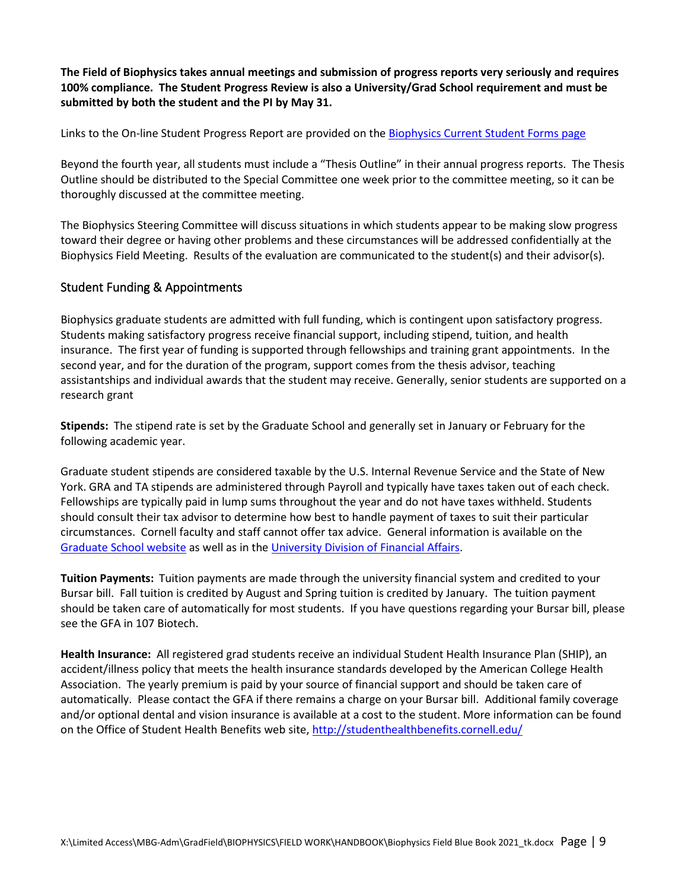**The Field of Biophysics takes annual meetings and submission of progress reports very seriously and requires 100% compliance. The Student Progress Review is also a University/Grad School requirement and must be submitted by both the student and the PI by May 31.**

Links to the On-line Student Progress Report are provided on the [Biophysics Current Student Forms page](#)

Beyond the fourth year, all students must include a "Thesis Outline" in their annual progress reports. The Thesis Outline should be distributed to the Special Committee one week prior to the committee meeting, so it can be thoroughly discussed at the committee meeting.

The Biophysics Steering Committee will discuss situations in which students appear to be making slow progress toward their degree or having other problems and these circumstances will be addressed confidentially at the Biophysics Field Meeting. Results of the evaluation are communicated to the student(s) and their advisor(s).

## Student Funding & Appointments

Biophysics graduate students are admitted with full funding, which is contingent upon satisfactory progress. Students making satisfactory progress receive financial support, including stipend, tuition, and health insurance. The first year of funding is supported through fellowships and training grant appointments. In the second year, and for the duration of the program, support comes from the thesis advisor, teaching assistantships and individual awards that the student may receive. Generally, senior students are supported on a research grant

**Stipends:** The stipend rate is set by the Graduate School and generally set in January or February for the following academic year.

Graduate student stipends are considered taxable by the U.S. Internal Revenue Service and the State of New York. GRA and TA stipends are administered through Payroll and typically have taxes taken out of each check. Fellowships are typically paid in lump sums throughout the year and do not have taxes withheld. Students should consult their tax advisor to determine how best to handle payment of taxes to suit their particular circumstances. Cornell faculty and staff cannot offer tax advice. General information is available on the [Graduate School website](#) as well as in the [University Division of Financial Affairs](#).

**Tuition Payments:** Tuition payments are made through the university financial system and credited to your Bursar bill. Fall tuition is credited by August and Spring tuition is credited by January. The tuition payment should be taken care of automatically for most students. If you have questions regarding your Bursar bill, please see the GFA in 107 Biotech.

**Health Insurance:** All registered grad students receive an individual Student Health Insurance Plan (SHIP), an accident/illness policy that meets the health insurance standards developed by the American College Health Association. The yearly premium is paid by your source of financial support and should be taken care of automatically. Please contact the GFA if there remains a charge on your Bursar bill. Additional family coverage and/or optional dental and vision insurance is available at a cost to the student. More information can be found on the Office of Student Health Benefits web site, http://studenthealthbenefits.cornell.edu/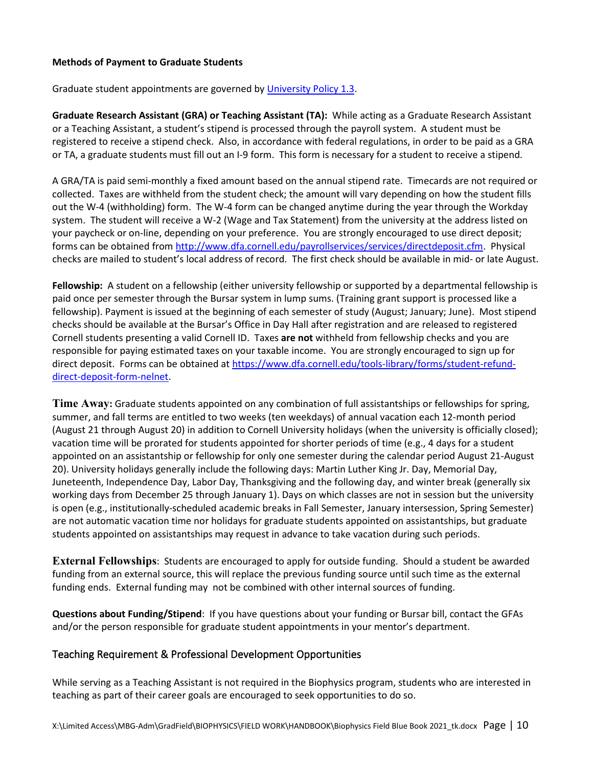**Methods of Payment to Graduate Students**

Graduate student appointments are governed by [University Policy 1.3](#).

**Graduate Research Assistant (GRA) or Teaching Assistant (TA):** While acting as a Graduate Research Assistant or a Teaching Assistant, a student's stipend is processed through the payroll system. A student must be registered to receive a stipend check. Also, in accordance with federal regulations, in order to be paid as a GRA or TA, a graduate students must fill out an I-9 form. This form is necessary for a student to receive a stipend.

A GRA/TA is paid semi-monthly a fixed amount based on the annual stipend rate. Timecards are not required or collected. Taxes are withheld from the student check; the amount will vary depending on how the student fills out the W-4 (withholding) form. The W-4 form can be changed anytime during the year through the Workday system. The student will receive a W-2 (Wage and Tax Statement) from the university at the address listed on your paycheck or on-line, depending on your preference. You are strongly encouraged to use direct deposit; forms can be obtained from http://www.dfa.cornell.edu/payrollservices/services/directdeposit.cfm. Physical checks are mailed to student's local address of record. The first check should be available in mid- or late August.

**Fellowship:** A student on a fellowship (either university fellowship or supported by a departmental fellowship is paid once per semester through the Bursar system in lump sums. (Training grant support is processed like a fellowship). Payment is issued at the beginning of each semester of study (August; January; June). Most stipend checks should be available at the Bursar's Office in Day Hall after registration and are released to registered Cornell students presenting a valid Cornell ID. Taxes **are not** withheld from fellowship checks and you are responsible for paying estimated taxes on your taxable income. You are strongly encouraged to sign up for direct deposit. Forms can be obtained at https://www.dfa.cornell.edu/tools-library/forms/student-refund-direct-deposit-form-nelnet.

**Time Away:** Graduate students appointed on any combination of full assistantships or fellowships for spring, summer, and fall terms are entitled to two weeks (ten weekdays) of annual vacation each 12-month period (August 21 through August 20) in addition to Cornell University holidays (when the university is officially closed); vacation time will be prorated for students appointed for shorter periods of time (e.g., 4 days for a student appointed on an assistantship or fellowship for only one semester during the calendar period August 21-August 20). University holidays generally include the following days: Martin Luther King Jr. Day, Memorial Day, Juneteenth, Independence Day, Labor Day, Thanksgiving and the following day, and winter break (generally six working days from December 25 through January 1). Days on which classes are not in session but the university is open (e.g., institutionally-scheduled academic breaks in Fall Semester, January intersession, Spring Semester) are not automatic vacation time nor holidays for graduate students appointed on assistantships, but graduate students appointed on assistantships may request in advance to take vacation during such periods.

**External Fellowships**: Students are encouraged to apply for outside funding. Should a student be awarded funding from an external source, this will replace the previous funding source until such time as the external funding ends. External funding may not be combined with other internal sources of funding.

**Questions about Funding/Stipend**: If you have questions about your funding or Bursar bill, contact the GFAs and/or the person responsible for graduate student appointments in your mentor's department.

## Teaching Requirement & Professional Development Opportunities

While serving as a Teaching Assistant is not required in the Biophysics program, students who are interested in teaching as part of their career goals are encouraged to seek opportunities to do so.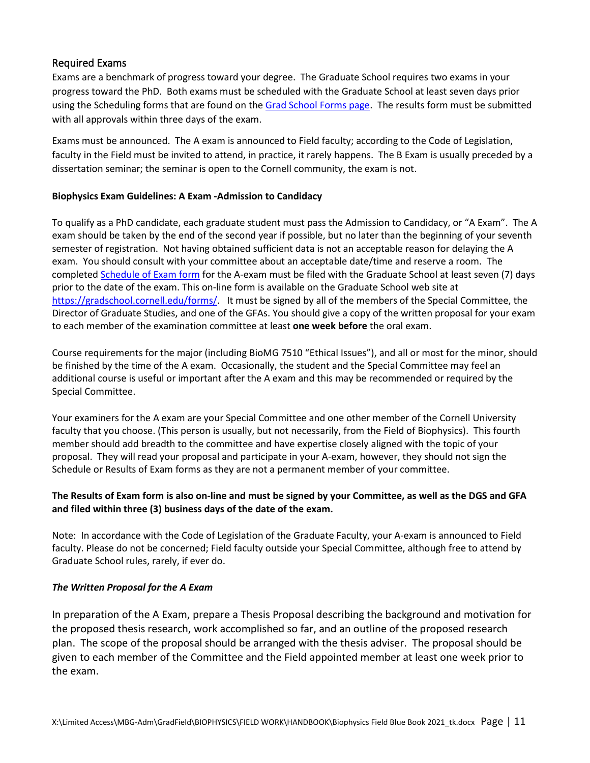## Required Exams

Exams are a benchmark of progress toward your degree. The Graduate School requires two exams in your progress toward the PhD. Both exams must be scheduled with the Graduate School at least seven days prior using the Scheduling forms that are found on the [Grad School Forms page](https://gradschool.cornell.edu/forms/). The results form must be submitted with all approvals within three days of the exam.

Exams must be announced. The A exam is announced to Field faculty; according to the Code of Legislation, faculty in the Field must be invited to attend, in practice, it rarely happens. The B Exam is usually preceded by a dissertation seminar; the seminar is open to the Cornell community, the exam is not.

**Biophysics Exam Guidelines: A Exam -Admission to Candidacy**

To qualify as a PhD candidate, each graduate student must pass the Admission to Candidacy, or "A Exam". The A exam should be taken by the end of the second year if possible, but no later than the beginning of your seventh semester of registration. Not having obtained sufficient data is not an acceptable reason for delaying the A exam. You should consult with your committee about an acceptable date/time and reserve a room. The completed Schedule of Exam form for the A-exam must be filed with the Graduate School at least seven (7) days prior to the date of the exam. This on-line form is available on the Graduate School web site at https://gradschool.cornell.edu/forms/. It must be signed by all of the members of the Special Committee, the Director of Graduate Studies, and one of the GFAs. You should give a copy of the written proposal for your exam to each member of the examination committee at least **one week before** the oral exam.

Course requirements for the major (including BioMG 7510 "Ethical Issues"), and all or most for the minor, should be finished by the time of the A exam. Occasionally, the student and the Special Committee may feel an additional course is useful or important after the A exam and this may be recommended or required by the Special Committee.

Your examiners for the A exam are your Special Committee and one other member of the Cornell University faculty that you choose. (This person is usually, but not necessarily, from the Field of Biophysics). This fourth member should add breadth to the committee and have expertise closely aligned with the topic of your proposal. They will read your proposal and participate in your A-exam, however, they should not sign the Schedule or Results of Exam forms as they are not a permanent member of your committee.

**The Results of Exam form is also on-line and must be signed by your Committee, as well as the DGS and GFA and filed within three (3) business days of the date of the exam.**

Note: In accordance with the Code of Legislation of the Graduate Faculty, your A-exam is announced to Field faculty. Please do not be concerned; Field faculty outside your Special Committee, although free to attend by Graduate School rules, rarely, if ever do.

***The Written Proposal for the A Exam***

In preparation of the A Exam, prepare a Thesis Proposal describing the background and motivation for the proposed thesis research, work accomplished so far, and an outline of the proposed research plan. The scope of the proposal should be arranged with the thesis adviser. The proposal should be given to each member of the Committee and the Field appointed member at least one week prior to the exam.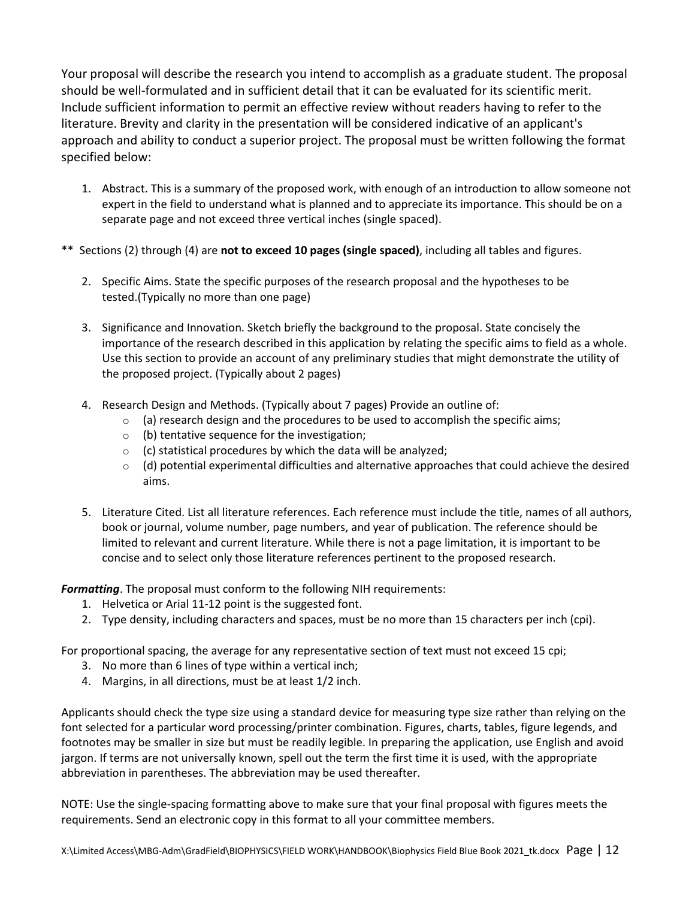Your proposal will describe the research you intend to accomplish as a graduate student. The proposal should be well-formulated and in sufficient detail that it can be evaluated for its scientific merit. Include sufficient information to permit an effective review without readers having to refer to the literature. Brevity and clarity in the presentation will be considered indicative of an applicant's approach and ability to conduct a superior project. The proposal must be written following the format specified below:

1. Abstract. This is a summary of the proposed work, with enough of an introduction to allow someone not expert in the field to understand what is planned and to appreciate its importance. This should be on a separate page and not exceed three vertical inches (single spaced).

** Sections (2) through (4) are **not to exceed 10 pages (single spaced)**, including all tables and figures.

2. Specific Aims. State the specific purposes of the research proposal and the hypotheses to be tested.(Typically no more than one page)

3. Significance and Innovation. Sketch briefly the background to the proposal. State concisely the importance of the research described in this application by relating the specific aims to field as a whole. Use this section to provide an account of any preliminary studies that might demonstrate the utility of the proposed project. (Typically about 2 pages)

4. Research Design and Methods. (Typically about 7 pages) Provide an outline of:
   - (a) research design and the procedures to be used to accomplish the specific aims;
   - (b) tentative sequence for the investigation;
   - (c) statistical procedures by which the data will be analyzed;
   - (d) potential experimental difficulties and alternative approaches that could achieve the desired aims.

5. Literature Cited. List all literature references. Each reference must include the title, names of all authors, book or journal, volume number, page numbers, and year of publication. The reference should be limited to relevant and current literature. While there is not a page limitation, it is important to be concise and to select only those literature references pertinent to the proposed research.

***Formatting***. The proposal must conform to the following NIH requirements:

1. Helvetica or Arial 11-12 point is the suggested font.
2. Type density, including characters and spaces, must be no more than 15 characters per inch (cpi).

For proportional spacing, the average for any representative section of text must not exceed 15 cpi;

3. No more than 6 lines of type within a vertical inch;
4. Margins, in all directions, must be at least 1/2 inch.

Applicants should check the type size using a standard device for measuring type size rather than relying on the font selected for a particular word processing/printer combination. Figures, charts, tables, figure legends, and footnotes may be smaller in size but must be readily legible. In preparing the application, use English and avoid jargon. If terms are not universally known, spell out the term the first time it is used, with the appropriate abbreviation in parentheses. The abbreviation may be used thereafter.

NOTE: Use the single-spacing formatting above to make sure that your final proposal with figures meets the requirements. Send an electronic copy in this format to all your committee members.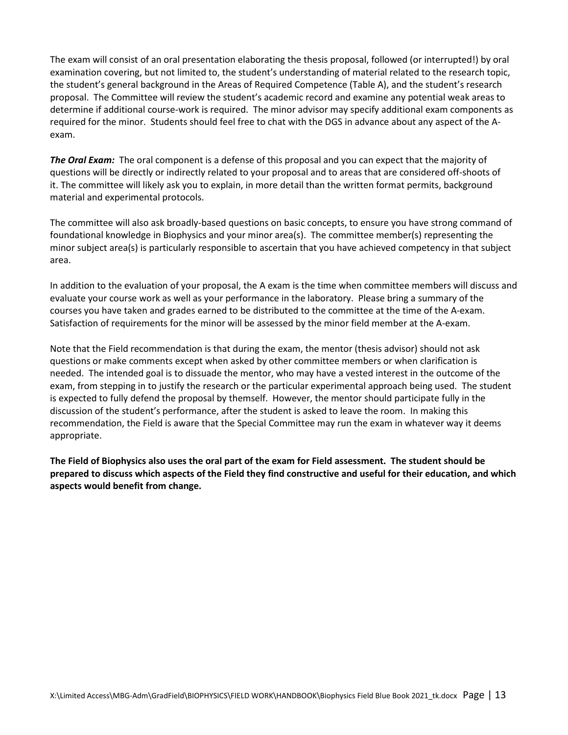The exam will consist of an oral presentation elaborating the thesis proposal, followed (or interrupted!) by oral examination covering, but not limited to, the student's understanding of material related to the research topic, the student's general background in the Areas of Required Competence (Table A), and the student's research proposal. The Committee will review the student's academic record and examine any potential weak areas to determine if additional course-work is required. The minor advisor may specify additional exam components as required for the minor. Students should feel free to chat with the DGS in advance about any aspect of the A-exam.

***The Oral Exam:*** The oral component is a defense of this proposal and you can expect that the majority of questions will be directly or indirectly related to your proposal and to areas that are considered off-shoots of it. The committee will likely ask you to explain, in more detail than the written format permits, background material and experimental protocols.

The committee will also ask broadly-based questions on basic concepts, to ensure you have strong command of foundational knowledge in Biophysics and your minor area(s). The committee member(s) representing the minor subject area(s) is particularly responsible to ascertain that you have achieved competency in that subject area.

In addition to the evaluation of your proposal, the A exam is the time when committee members will discuss and evaluate your course work as well as your performance in the laboratory. Please bring a summary of the courses you have taken and grades earned to be distributed to the committee at the time of the A-exam. Satisfaction of requirements for the minor will be assessed by the minor field member at the A-exam.

Note that the Field recommendation is that during the exam, the mentor (thesis advisor) should not ask questions or make comments except when asked by other committee members or when clarification is needed. The intended goal is to dissuade the mentor, who may have a vested interest in the outcome of the exam, from stepping in to justify the research or the particular experimental approach being used. The student is expected to fully defend the proposal by themself. However, the mentor should participate fully in the discussion of the student's performance, after the student is asked to leave the room. In making this recommendation, the Field is aware that the Special Committee may run the exam in whatever way it deems appropriate.

**The Field of Biophysics also uses the oral part of the exam for Field assessment. The student should be prepared to discuss which aspects of the Field they find constructive and useful for their education, and which aspects would benefit from change.**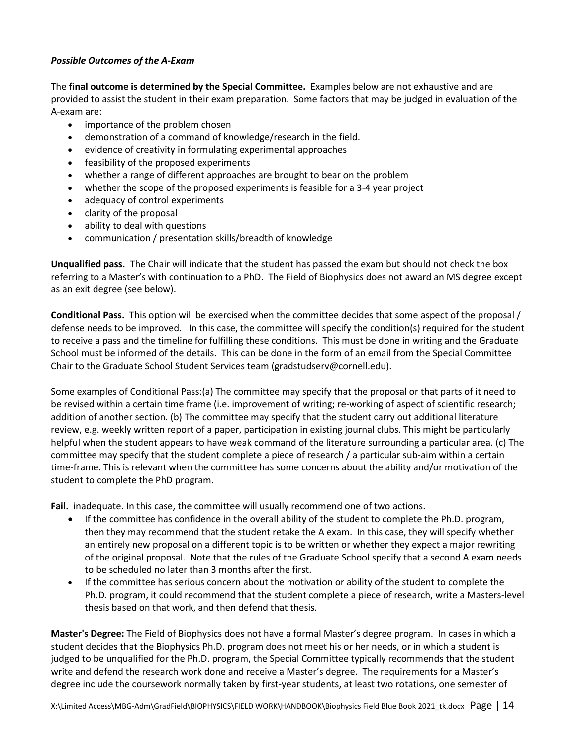***Possible Outcomes of the A-Exam***

The **final outcome is determined by the Special Committee.** Examples below are not exhaustive and are provided to assist the student in their exam preparation. Some factors that may be judged in evaluation of the A-exam are:

- importance of the problem chosen
- demonstration of a command of knowledge/research in the field.
- evidence of creativity in formulating experimental approaches
- feasibility of the proposed experiments
- whether a range of different approaches are brought to bear on the problem
- whether the scope of the proposed experiments is feasible for a 3-4 year project
- adequacy of control experiments
- clarity of the proposal
- ability to deal with questions
- communication / presentation skills/breadth of knowledge

**Unqualified pass.** The Chair will indicate that the student has passed the exam but should not check the box referring to a Master's with continuation to a PhD. The Field of Biophysics does not award an MS degree except as an exit degree (see below).

**Conditional Pass.** This option will be exercised when the committee decides that some aspect of the proposal / defense needs to be improved. In this case, the committee will specify the condition(s) required for the student to receive a pass and the timeline for fulfilling these conditions. This must be done in writing and the Graduate School must be informed of the details. This can be done in the form of an email from the Special Committee Chair to the Graduate School Student Services team (gradstudserv@cornell.edu).

Some examples of Conditional Pass:(a) The committee may specify that the proposal or that parts of it need to be revised within a certain time frame (i.e. improvement of writing; re-working of aspect of scientific research; addition of another section. (b) The committee may specify that the student carry out additional literature review, e.g. weekly written report of a paper, participation in existing journal clubs. This might be particularly helpful when the student appears to have weak command of the literature surrounding a particular area. (c) The committee may specify that the student complete a piece of research / a particular sub-aim within a certain time-frame. This is relevant when the committee has some concerns about the ability and/or motivation of the student to complete the PhD program.

**Fail.** inadequate. In this case, the committee will usually recommend one of two actions.

- If the committee has confidence in the overall ability of the student to complete the Ph.D. program, then they may recommend that the student retake the A exam. In this case, they will specify whether an entirely new proposal on a different topic is to be written or whether they expect a major rewriting of the original proposal. Note that the rules of the Graduate School specify that a second A exam needs to be scheduled no later than 3 months after the first.
- If the committee has serious concern about the motivation or ability of the student to complete the Ph.D. program, it could recommend that the student complete a piece of research, write a Masters-level thesis based on that work, and then defend that thesis.

**Master's Degree:** The Field of Biophysics does not have a formal Master's degree program. In cases in which a student decides that the Biophysics Ph.D. program does not meet his or her needs, or in which a student is judged to be unqualified for the Ph.D. program, the Special Committee typically recommends that the student write and defend the research work done and receive a Master's degree. The requirements for a Master's degree include the coursework normally taken by first-year students, at least two rotations, one semester of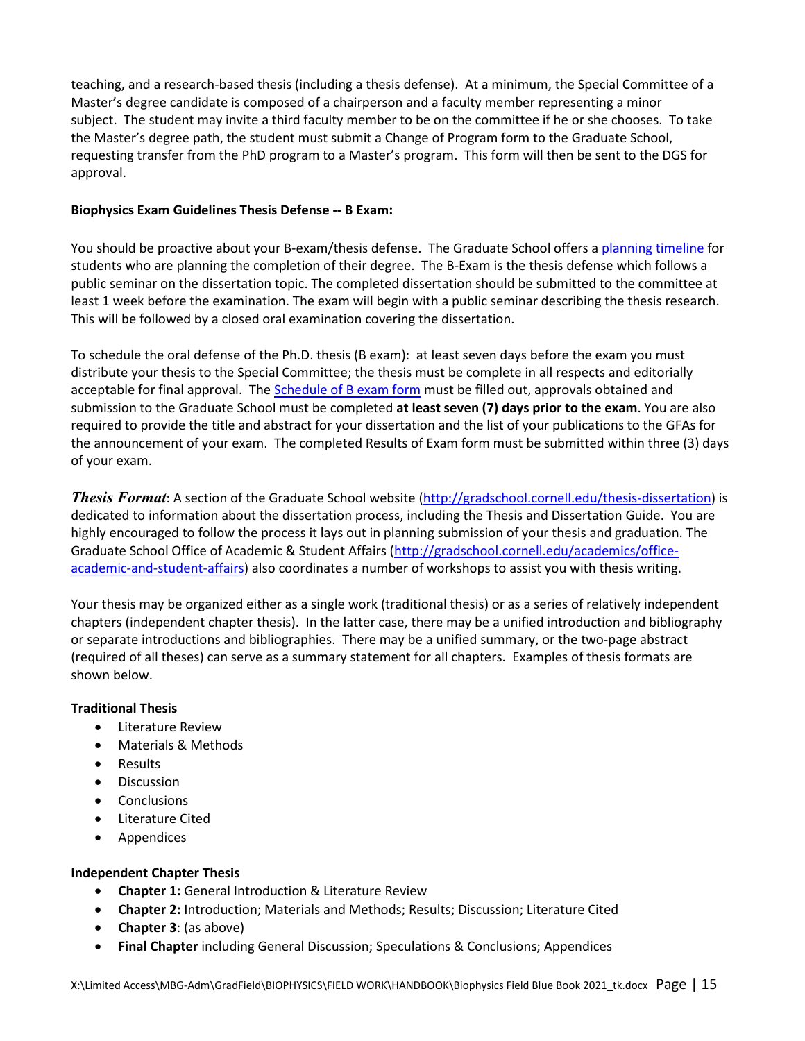teaching, and a research-based thesis (including a thesis defense). At a minimum, the Special Committee of a Master's degree candidate is composed of a chairperson and a faculty member representing a minor subject. The student may invite a third faculty member to be on the committee if he or she chooses. To take the Master's degree path, the student must submit a Change of Program form to the Graduate School, requesting transfer from the PhD program to a Master's program. This form will then be sent to the DGS for approval.

**Biophysics Exam Guidelines Thesis Defense -- B Exam:**

You should be proactive about your B-exam/thesis defense. The Graduate School offers a [planning timeline]() for students who are planning the completion of their degree. The B-Exam is the thesis defense which follows a public seminar on the dissertation topic. The completed dissertation should be submitted to the committee at least 1 week before the examination. The exam will begin with a public seminar describing the thesis research. This will be followed by a closed oral examination covering the dissertation.

To schedule the oral defense of the Ph.D. thesis (B exam): at least seven days before the exam you must distribute your thesis to the Special Committee; the thesis must be complete in all respects and editorially acceptable for final approval. The [Schedule of B exam form]() must be filled out, approvals obtained and submission to the Graduate School must be completed **at least seven (7) days prior to the exam**. You are also required to provide the title and abstract for your dissertation and the list of your publications to the GFAs for the announcement of your exam. The completed Results of Exam form must be submitted within three (3) days of your exam.

***Thesis Format***: A section of the Graduate School website (http://gradschool.cornell.edu/thesis-dissertation) is dedicated to information about the dissertation process, including the Thesis and Dissertation Guide. You are highly encouraged to follow the process it lays out in planning submission of your thesis and graduation. The Graduate School Office of Academic & Student Affairs (http://gradschool.cornell.edu/academics/office-academic-and-student-affairs) also coordinates a number of workshops to assist you with thesis writing.

Your thesis may be organized either as a single work (traditional thesis) or as a series of relatively independent chapters (independent chapter thesis). In the latter case, there may be a unified introduction and bibliography or separate introductions and bibliographies. There may be a unified summary, or the two-page abstract (required of all theses) can serve as a summary statement for all chapters. Examples of thesis formats are shown below.

**Traditional Thesis**

- Literature Review
- Materials & Methods
- Results
- Discussion
- Conclusions
- Literature Cited
- Appendices

**Independent Chapter Thesis**

- **Chapter 1:** General Introduction & Literature Review
- **Chapter 2:** Introduction; Materials and Methods; Results; Discussion; Literature Cited
- **Chapter 3**: (as above)
- **Final Chapter** including General Discussion; Speculations & Conclusions; Appendices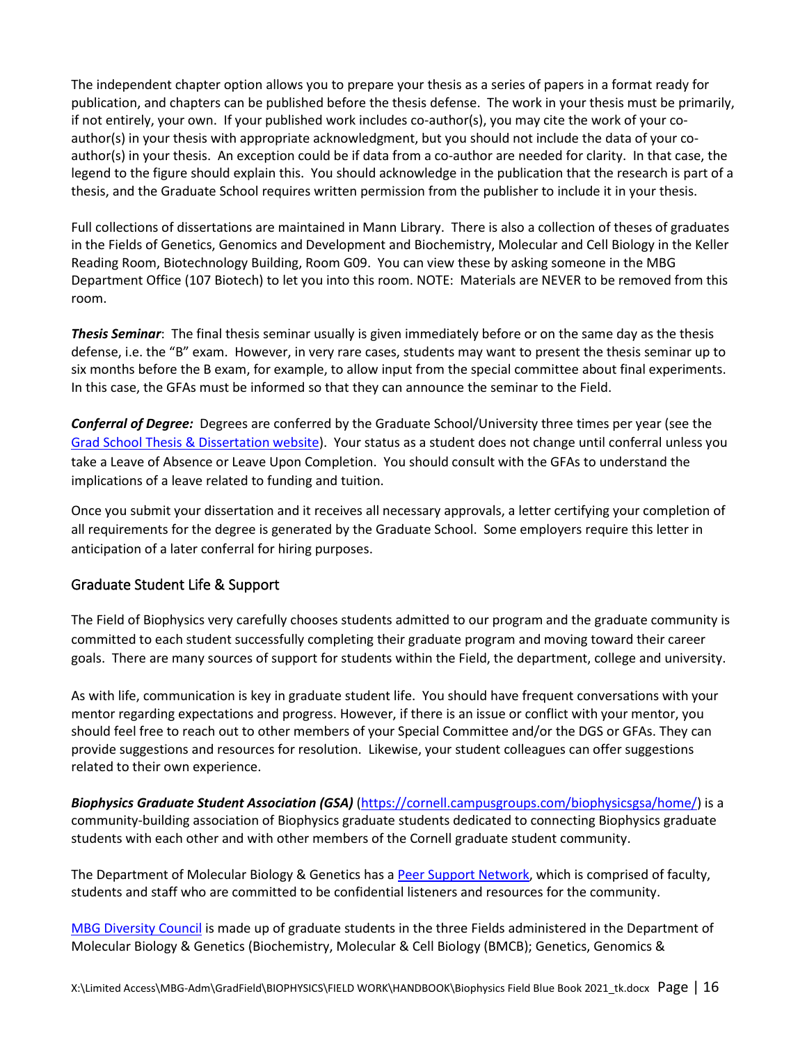The independent chapter option allows you to prepare your thesis as a series of papers in a format ready for publication, and chapters can be published before the thesis defense. The work in your thesis must be primarily, if not entirely, your own. If your published work includes co-author(s), you may cite the work of your co-author(s) in your thesis with appropriate acknowledgment, but you should not include the data of your co-author(s) in your thesis. An exception could be if data from a co-author are needed for clarity. In that case, the legend to the figure should explain this. You should acknowledge in the publication that the research is part of a thesis, and the Graduate School requires written permission from the publisher to include it in your thesis.

Full collections of dissertations are maintained in Mann Library. There is also a collection of theses of graduates in the Fields of Genetics, Genomics and Development and Biochemistry, Molecular and Cell Biology in the Keller Reading Room, Biotechnology Building, Room G09. You can view these by asking someone in the MBG Department Office (107 Biotech) to let you into this room. NOTE: Materials are NEVER to be removed from this room.

***Thesis Seminar***: The final thesis seminar usually is given immediately before or on the same day as the thesis defense, i.e. the "B" exam. However, in very rare cases, students may want to present the thesis seminar up to six months before the B exam, for example, to allow input from the special committee about final experiments. In this case, the GFAs must be informed so that they can announce the seminar to the Field.

***Conferral of Degree:*** Degrees are conferred by the Graduate School/University three times per year (see the [Grad School Thesis & Dissertation website]). Your status as a student does not change until conferral unless you take a Leave of Absence or Leave Upon Completion. You should consult with the GFAs to understand the implications of a leave related to funding and tuition.

Once you submit your dissertation and it receives all necessary approvals, a letter certifying your completion of all requirements for the degree is generated by the Graduate School. Some employers require this letter in anticipation of a later conferral for hiring purposes.

## Graduate Student Life & Support

The Field of Biophysics very carefully chooses students admitted to our program and the graduate community is committed to each student successfully completing their graduate program and moving toward their career goals. There are many sources of support for students within the Field, the department, college and university.

As with life, communication is key in graduate student life. You should have frequent conversations with your mentor regarding expectations and progress. However, if there is an issue or conflict with your mentor, you should feel free to reach out to other members of your Special Committee and/or the DGS or GFAs. They can provide suggestions and resources for resolution. Likewise, your student colleagues can offer suggestions related to their own experience.

***Biophysics Graduate Student Association (GSA)*** (https://cornell.campusgroups.com/biophysicsgsa/home/) is a community-building association of Biophysics graduate students dedicated to connecting Biophysics graduate students with each other and with other members of the Cornell graduate student community.

The Department of Molecular Biology & Genetics has a Peer Support Network, which is comprised of faculty, students and staff who are committed to be confidential listeners and resources for the community.

MBG Diversity Council is made up of graduate students in the three Fields administered in the Department of Molecular Biology & Genetics (Biochemistry, Molecular & Cell Biology (BMCB); Genetics, Genomics &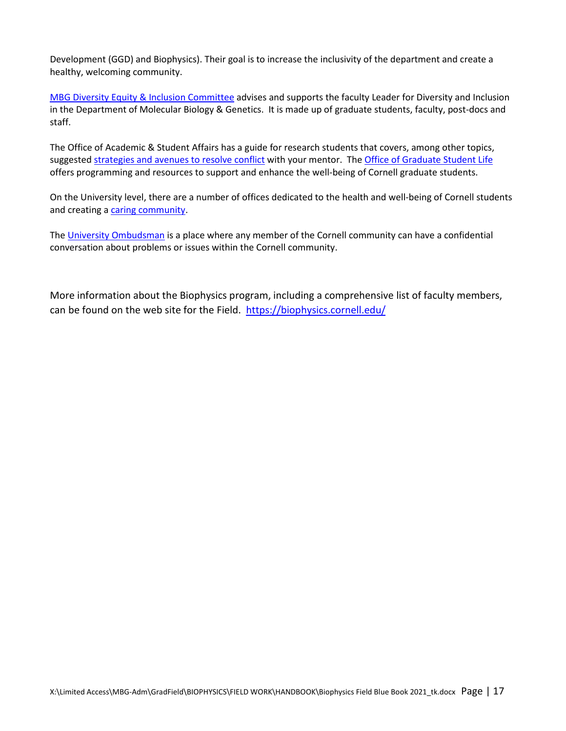Development (GGD) and Biophysics). Their goal is to increase the inclusivity of the department and create a healthy, welcoming community.

MBG Diversity Equity & Inclusion Committee advises and supports the faculty Leader for Diversity and Inclusion in the Department of Molecular Biology & Genetics. It is made up of graduate students, faculty, post-docs and staff.

The Office of Academic & Student Affairs has a guide for research students that covers, among other topics, suggested strategies and avenues to resolve conflict with your mentor. The Office of Graduate Student Life offers programming and resources to support and enhance the well-being of Cornell graduate students.

On the University level, there are a number of offices dedicated to the health and well-being of Cornell students and creating a caring community.

The University Ombudsman is a place where any member of the Cornell community can have a confidential conversation about problems or issues within the Cornell community.

More information about the Biophysics program, including a comprehensive list of faculty members, can be found on the web site for the Field. https://biophysics.cornell.edu/